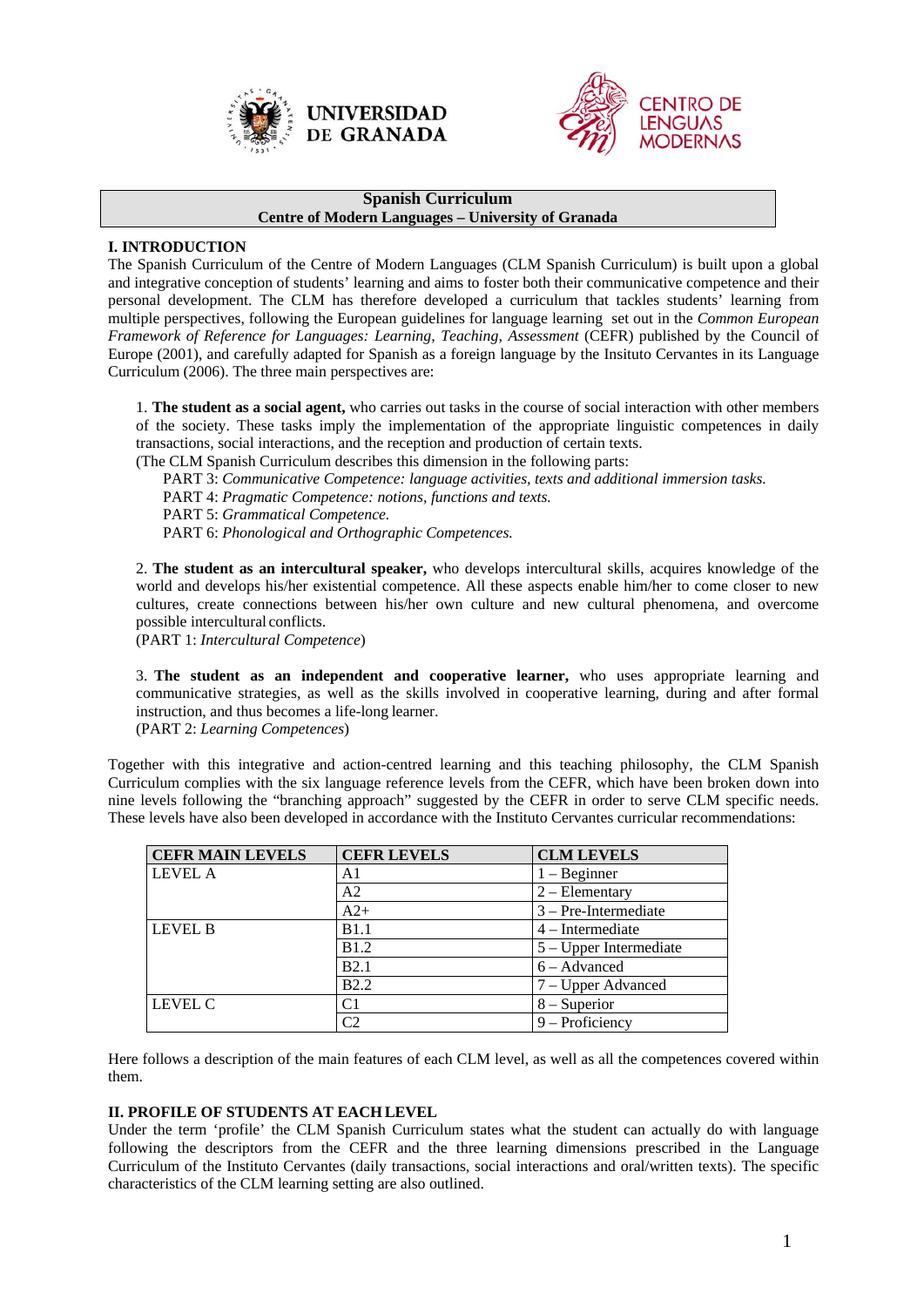**Spanish Curriculum**
**Centre of Modern Languages – University of Granada**

## I. INTRODUCTION

The Spanish Curriculum of the Centre of Modern Languages (CLM Spanish Curriculum) is built upon a global and integrative conception of students' learning and aims to foster both their communicative competence and their personal development. The CLM has therefore developed a curriculum that tackles students' learning from multiple perspectives, following the European guidelines for language learning set out in the *Common European Framework of Reference for Languages: Learning, Teaching, Assessment* (CEFR) published by the Council of Europe (2001), and carefully adapted for Spanish as a foreign language by the Insituto Cervantes in its Language Curriculum (2006). The three main perspectives are:

1. **The student as a social agent,** who carries out tasks in the course of social interaction with other members of the society. These tasks imply the implementation of the appropriate linguistic competences in daily transactions, social interactions, and the reception and production of certain texts.
(The CLM Spanish Curriculum describes this dimension in the following parts:
   PART 3: *Communicative Competence: language activities, texts and additional immersion tasks.*
   PART 4: *Pragmatic Competence: notions, functions and texts.*
   PART 5: *Grammatical Competence.*
   PART 6: *Phonological and Orthographic Competences.*

2. **The student as an intercultural speaker,** who develops intercultural skills, acquires knowledge of the world and develops his/her existential competence. All these aspects enable him/her to come closer to new cultures, create connections between his/her own culture and new cultural phenomena, and overcome possible intercultural conflicts.
(PART 1: *Intercultural Competence*)

3. **The student as an independent and cooperative learner,** who uses appropriate learning and communicative strategies, as well as the skills involved in cooperative learning, during and after formal instruction, and thus becomes a life-long learner.
(PART 2: *Learning Competences*)

Together with this integrative and action-centred learning and this teaching philosophy, the CLM Spanish Curriculum complies with the six language reference levels from the CEFR, which have been broken down into nine levels following the "branching approach" suggested by the CEFR in order to serve CLM specific needs. These levels have also been developed in accordance with the Instituto Cervantes curricular recommendations:

| CEFR MAIN LEVELS | CEFR LEVELS | CLM LEVELS |
|---|---|---|
| LEVEL A | A1 | 1 – Beginner |
| | A2 | 2 – Elementary |
| | A2+ | 3 – Pre-Intermediate |
| LEVEL B | B1.1 | 4 – Intermediate |
| | B1.2 | 5 – Upper Intermediate |
| | B2.1 | 6 – Advanced |
| | B2.2 | 7 – Upper Advanced |
| LEVEL C | C1 | 8 – Superior |
| | C2 | 9 – Proficiency |

Here follows a description of the main features of each CLM level, as well as all the competences covered within them.

## II. PROFILE OF STUDENTS AT EACH LEVEL

Under the term 'profile' the CLM Spanish Curriculum states what the student can actually do with language following the descriptors from the CEFR and the three learning dimensions prescribed in the Language Curriculum of the Instituto Cervantes (daily transactions, social interactions and oral/written texts). The specific characteristics of the CLM learning setting are also outlined.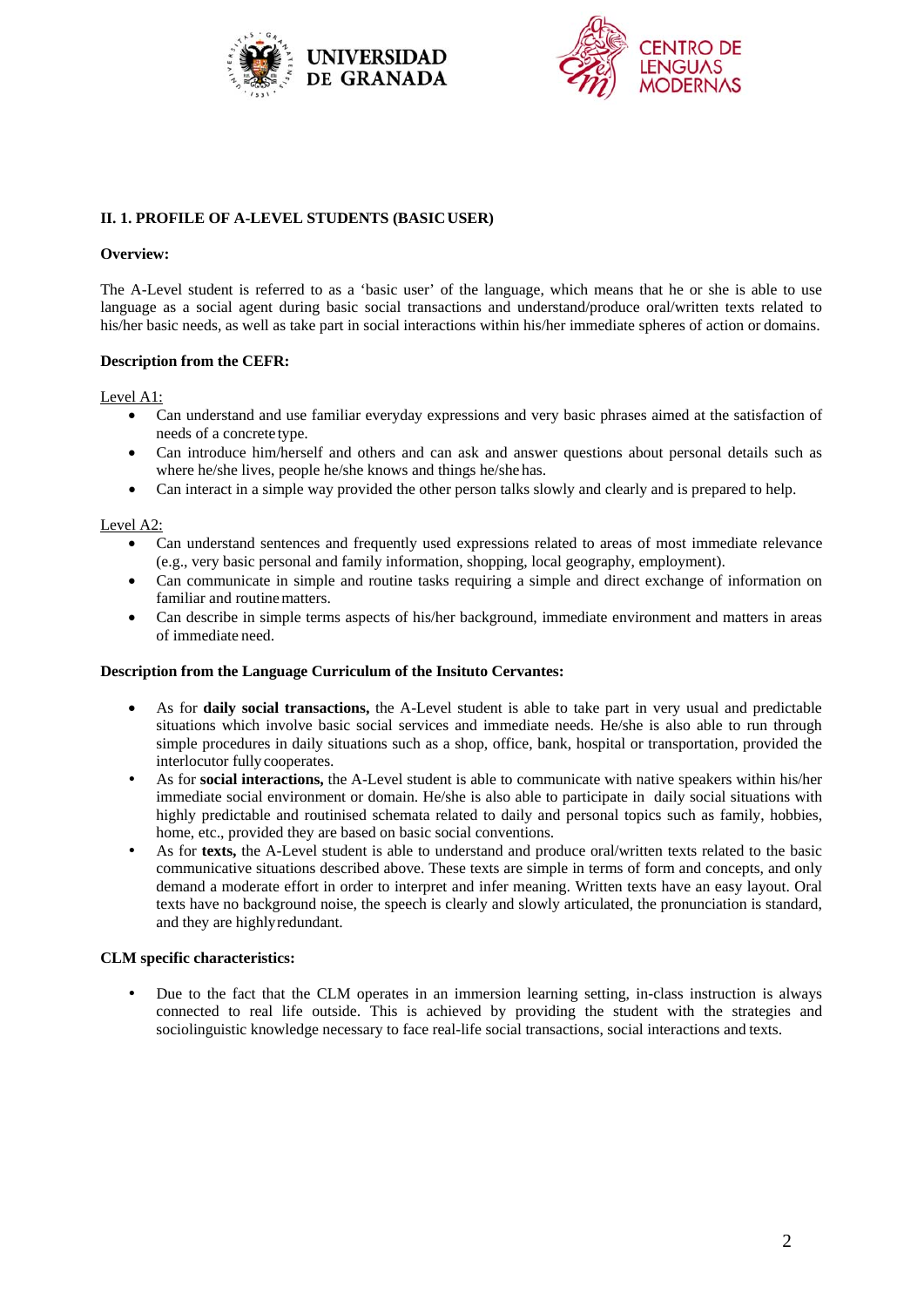## II. 1. PROFILE OF A-LEVEL STUDENTS (BASIC USER)

**Overview:**

The A-Level student is referred to as a 'basic user' of the language, which means that he or she is able to use language as a social agent during basic social transactions and understand/produce oral/written texts related to his/her basic needs, as well as take part in social interactions within his/her immediate spheres of action or domains.

**Description from the CEFR:**

Level A1:

- Can understand and use familiar everyday expressions and very basic phrases aimed at the satisfaction of needs of a concrete type.
- Can introduce him/herself and others and can ask and answer questions about personal details such as where he/she lives, people he/she knows and things he/she has.
- Can interact in a simple way provided the other person talks slowly and clearly and is prepared to help.

Level A2:

- Can understand sentences and frequently used expressions related to areas of most immediate relevance (e.g., very basic personal and family information, shopping, local geography, employment).
- Can communicate in simple and routine tasks requiring a simple and direct exchange of information on familiar and routine matters.
- Can describe in simple terms aspects of his/her background, immediate environment and matters in areas of immediate need.

**Description from the Language Curriculum of the Insituto Cervantes:**

- As for **daily social transactions,** the A-Level student is able to take part in very usual and predictable situations which involve basic social services and immediate needs. He/she is also able to run through simple procedures in daily situations such as a shop, office, bank, hospital or transportation, provided the interlocutor fully cooperates.
- As for **social interactions,** the A-Level student is able to communicate with native speakers within his/her immediate social environment or domain. He/she is also able to participate in daily social situations with highly predictable and routinised schemata related to daily and personal topics such as family, hobbies, home, etc., provided they are based on basic social conventions.
- As for **texts,** the A-Level student is able to understand and produce oral/written texts related to the basic communicative situations described above. These texts are simple in terms of form and concepts, and only demand a moderate effort in order to interpret and infer meaning. Written texts have an easy layout. Oral texts have no background noise, the speech is clearly and slowly articulated, the pronunciation is standard, and they are highly redundant.

**CLM specific characteristics:**

- Due to the fact that the CLM operates in an immersion learning setting, in-class instruction is always connected to real life outside. This is achieved by providing the student with the strategies and sociolinguistic knowledge necessary to face real-life social transactions, social interactions and texts.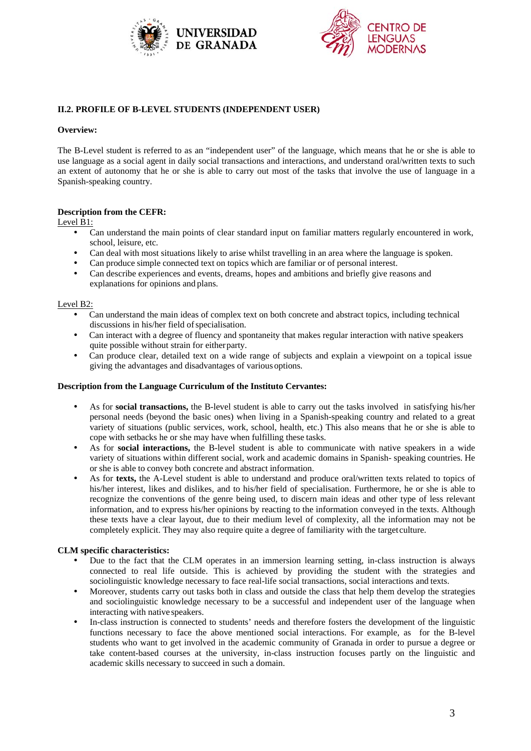## II.2. PROFILE OF B-LEVEL STUDENTS (INDEPENDENT USER)

**Overview:**

The B-Level student is referred to as an "independent user" of the language, which means that he or she is able to use language as a social agent in daily social transactions and interactions, and understand oral/written texts to such an extent of autonomy that he or she is able to carry out most of the tasks that involve the use of language in a Spanish-speaking country.

**Description from the CEFR:**

Level B1:

- Can understand the main points of clear standard input on familiar matters regularly encountered in work, school, leisure, etc.
- Can deal with most situations likely to arise whilst travelling in an area where the language is spoken.
- Can produce simple connected text on topics which are familiar or of personal interest.
- Can describe experiences and events, dreams, hopes and ambitions and briefly give reasons and explanations for opinions and plans.

Level B2:

- Can understand the main ideas of complex text on both concrete and abstract topics, including technical discussions in his/her field of specialisation.
- Can interact with a degree of fluency and spontaneity that makes regular interaction with native speakers quite possible without strain for either party.
- Can produce clear, detailed text on a wide range of subjects and explain a viewpoint on a topical issue giving the advantages and disadvantages of various options.

**Description from the Language Curriculum of the Instituto Cervantes:**

- As for **social transactions,** the B-level student is able to carry out the tasks involved in satisfying his/her personal needs (beyond the basic ones) when living in a Spanish-speaking country and related to a great variety of situations (public services, work, school, health, etc.) This also means that he or she is able to cope with setbacks he or she may have when fulfilling these tasks.
- As for **social interactions,** the B-level student is able to communicate with native speakers in a wide variety of situations within different social, work and academic domains in Spanish- speaking countries. He or she is able to convey both concrete and abstract information.
- As for **texts,** the A-Level student is able to understand and produce oral/written texts related to topics of his/her interest, likes and dislikes, and to his/her field of specialisation. Furthermore, he or she is able to recognize the conventions of the genre being used, to discern main ideas and other type of less relevant information, and to express his/her opinions by reacting to the information conveyed in the texts. Although these texts have a clear layout, due to their medium level of complexity, all the information may not be completely explicit. They may also require quite a degree of familiarity with the target culture.

**CLM specific characteristics:**

- Due to the fact that the CLM operates in an immersion learning setting, in-class instruction is always connected to real life outside. This is achieved by providing the student with the strategies and sociolinguistic knowledge necessary to face real-life social transactions, social interactions and texts.
- Moreover, students carry out tasks both in class and outside the class that help them develop the strategies and sociolinguistic knowledge necessary to be a successful and independent user of the language when interacting with native speakers.
- In-class instruction is connected to students' needs and therefore fosters the development of the linguistic functions necessary to face the above mentioned social interactions. For example, as for the B-level students who want to get involved in the academic community of Granada in order to pursue a degree or take content-based courses at the university, in-class instruction focuses partly on the linguistic and academic skills necessary to succeed in such a domain.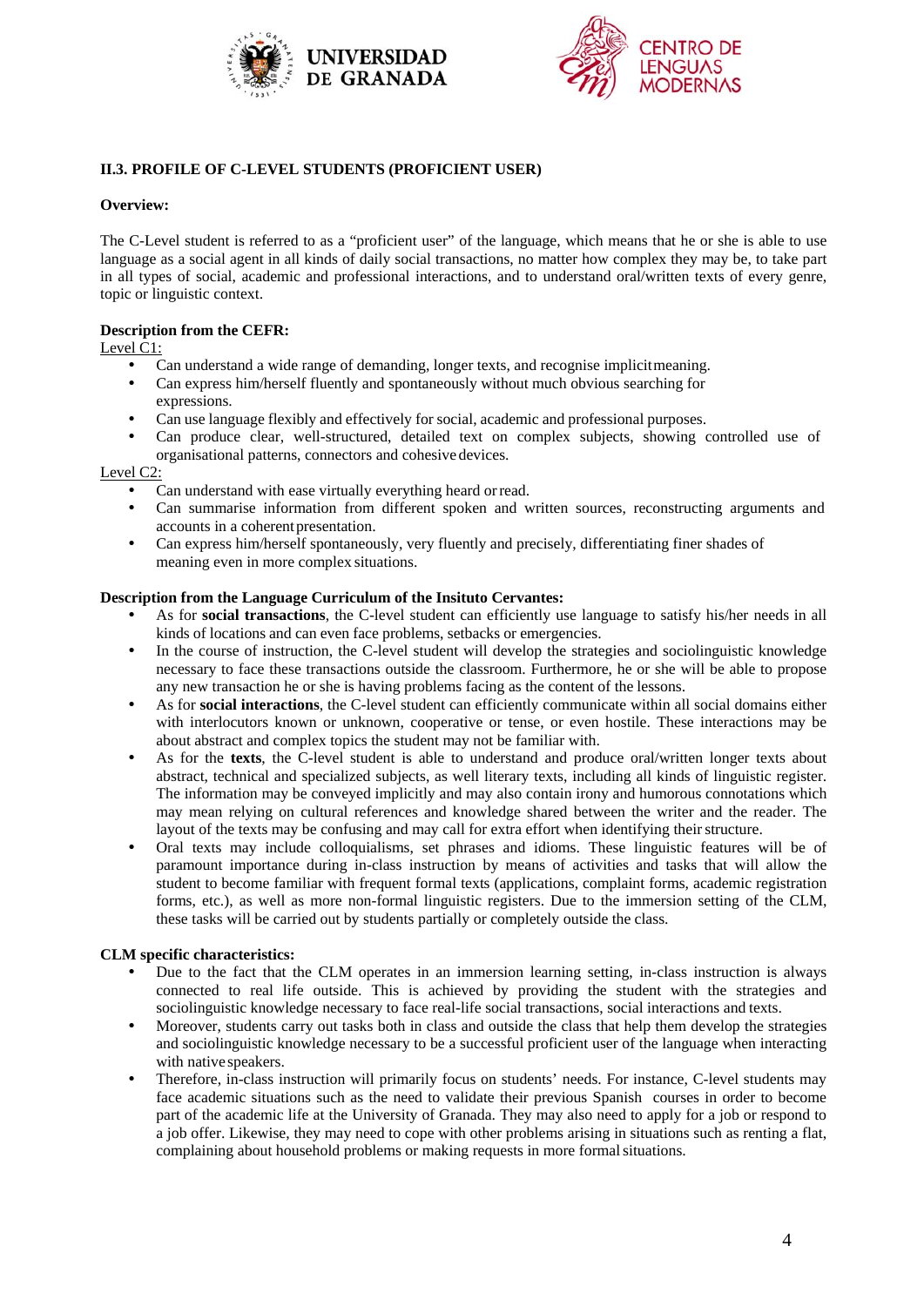## II.3. PROFILE OF C-LEVEL STUDENTS (PROFICIENT USER)

**Overview:**

The C-Level student is referred to as a "proficient user" of the language, which means that he or she is able to use language as a social agent in all kinds of daily social transactions, no matter how complex they may be, to take part in all types of social, academic and professional interactions, and to understand oral/written texts of every genre, topic or linguistic context.

**Description from the CEFR:**

Level C1:

- Can understand a wide range of demanding, longer texts, and recognise implicit meaning.
- Can express him/herself fluently and spontaneously without much obvious searching for expressions.
- Can use language flexibly and effectively for social, academic and professional purposes.
- Can produce clear, well-structured, detailed text on complex subjects, showing controlled use of organisational patterns, connectors and cohesive devices.

Level C2:

- Can understand with ease virtually everything heard or read.
- Can summarise information from different spoken and written sources, reconstructing arguments and accounts in a coherent presentation.
- Can express him/herself spontaneously, very fluently and precisely, differentiating finer shades of meaning even in more complex situations.

**Description from the Language Curriculum of the Insituto Cervantes:**

- As for **social transactions**, the C-level student can efficiently use language to satisfy his/her needs in all kinds of locations and can even face problems, setbacks or emergencies.
- In the course of instruction, the C-level student will develop the strategies and sociolinguistic knowledge necessary to face these transactions outside the classroom. Furthermore, he or she will be able to propose any new transaction he or she is having problems facing as the content of the lessons.
- As for **social interactions**, the C-level student can efficiently communicate within all social domains either with interlocutors known or unknown, cooperative or tense, or even hostile. These interactions may be about abstract and complex topics the student may not be familiar with.
- As for the **texts**, the C-level student is able to understand and produce oral/written longer texts about abstract, technical and specialized subjects, as well literary texts, including all kinds of linguistic register. The information may be conveyed implicitly and may also contain irony and humorous connotations which may mean relying on cultural references and knowledge shared between the writer and the reader. The layout of the texts may be confusing and may call for extra effort when identifying their structure.
- Oral texts may include colloquialisms, set phrases and idioms. These linguistic features will be of paramount importance during in-class instruction by means of activities and tasks that will allow the student to become familiar with frequent formal texts (applications, complaint forms, academic registration forms, etc.), as well as more non-formal linguistic registers. Due to the immersion setting of the CLM, these tasks will be carried out by students partially or completely outside the class.

**CLM specific characteristics:**

- Due to the fact that the CLM operates in an immersion learning setting, in-class instruction is always connected to real life outside. This is achieved by providing the student with the strategies and sociolinguistic knowledge necessary to face real-life social transactions, social interactions and texts.
- Moreover, students carry out tasks both in class and outside the class that help them develop the strategies and sociolinguistic knowledge necessary to be a successful proficient user of the language when interacting with native speakers.
- Therefore, in-class instruction will primarily focus on students' needs. For instance, C-level students may face academic situations such as the need to validate their previous Spanish courses in order to become part of the academic life at the University of Granada. They may also need to apply for a job or respond to a job offer. Likewise, they may need to cope with other problems arising in situations such as renting a flat, complaining about household problems or making requests in more formal situations.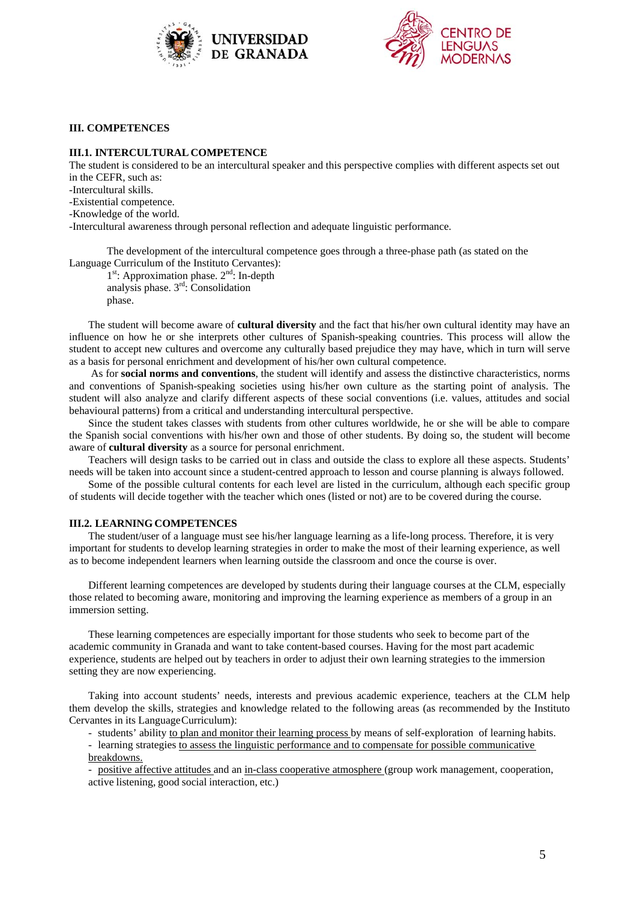## III. COMPETENCES

### III.1. INTERCULTURAL COMPETENCE

The student is considered to be an intercultural speaker and this perspective complies with different aspects set out in the CEFR, such as:

-Intercultural skills.

-Existential competence.

-Knowledge of the world.

-Intercultural awareness through personal reflection and adequate linguistic performance.

The development of the intercultural competence goes through a three-phase path (as stated on the Language Curriculum of the Instituto Cervantes):

1st: Approximation phase. 2nd: In-depth analysis phase. 3rd: Consolidation phase.

The student will become aware of **cultural diversity** and the fact that his/her own cultural identity may have an influence on how he or she interprets other cultures of Spanish-speaking countries. This process will allow the student to accept new cultures and overcome any culturally based prejudice they may have, which in turn will serve as a basis for personal enrichment and development of his/her own cultural competence.

As for **social norms and conventions**, the student will identify and assess the distinctive characteristics, norms and conventions of Spanish-speaking societies using his/her own culture as the starting point of analysis. The student will also analyze and clarify different aspects of these social conventions (i.e. values, attitudes and social behavioural patterns) from a critical and understanding intercultural perspective.

Since the student takes classes with students from other cultures worldwide, he or she will be able to compare the Spanish social conventions with his/her own and those of other students. By doing so, the student will become aware of **cultural diversity** as a source for personal enrichment.

Teachers will design tasks to be carried out in class and outside the class to explore all these aspects. Students' needs will be taken into account since a student-centred approach to lesson and course planning is always followed.

Some of the possible cultural contents for each level are listed in the curriculum, although each specific group of students will decide together with the teacher which ones (listed or not) are to be covered during the course.

### III.2. LEARNING COMPETENCES

The student/user of a language must see his/her language learning as a life-long process. Therefore, it is very important for students to develop learning strategies in order to make the most of their learning experience, as well as to become independent learners when learning outside the classroom and once the course is over.

Different learning competences are developed by students during their language courses at the CLM, especially those related to becoming aware, monitoring and improving the learning experience as members of a group in an immersion setting.

These learning competences are especially important for those students who seek to become part of the academic community in Granada and want to take content-based courses. Having for the most part academic experience, students are helped out by teachers in order to adjust their own learning strategies to the immersion setting they are now experiencing.

Taking into account students' needs, interests and previous academic experience, teachers at the CLM help them develop the skills, strategies and knowledge related to the following areas (as recommended by the Instituto Cervantes in its Language Curriculum):

- students' ability <u>to plan and monitor their learning process</u> by means of self-exploration of learning habits.
- learning strategies <u>to assess the linguistic performance and to compensate for possible communicative breakdowns.</u>
- <u>positive affective attitudes</u> and an <u>in-class cooperative atmosphere</u> (group work management, cooperation, active listening, good social interaction, etc.)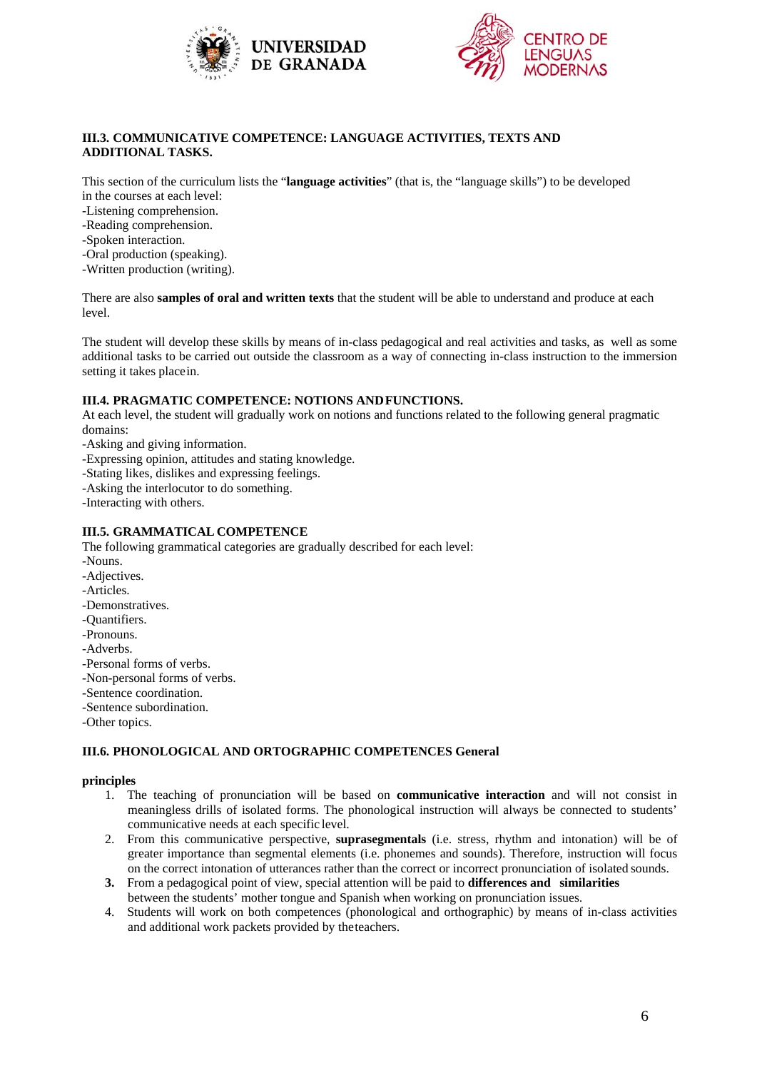### III.3. COMMUNICATIVE COMPETENCE: LANGUAGE ACTIVITIES, TEXTS AND ADDITIONAL TASKS.

This section of the curriculum lists the "**language activities**" (that is, the "language skills") to be developed in the courses at each level:

- -Listening comprehension.
- -Reading comprehension.
- -Spoken interaction.
- -Oral production (speaking).
- -Written production (writing).

There are also **samples of oral and written texts** that the student will be able to understand and produce at each level.

The student will develop these skills by means of in-class pedagogical and real activities and tasks, as well as some additional tasks to be carried out outside the classroom as a way of connecting in-class instruction to the immersion setting it takes place in.

### III.4. PRAGMATIC COMPETENCE: NOTIONS AND FUNCTIONS.

At each level, the student will gradually work on notions and functions related to the following general pragmatic domains:

- -Asking and giving information.
- -Expressing opinion, attitudes and stating knowledge.
- -Stating likes, dislikes and expressing feelings.
- -Asking the interlocutor to do something.
- -Interacting with others.

### III.5. GRAMMATICAL COMPETENCE

The following grammatical categories are gradually described for each level:

- -Nouns.
- -Adjectives.
- -Articles.
- -Demonstratives.
- -Quantifiers.
- -Pronouns.
- -Adverbs.
- -Personal forms of verbs.
- -Non-personal forms of verbs.
- -Sentence coordination.
- -Sentence subordination.
- -Other topics.

### III.6. PHONOLOGICAL AND ORTOGRAPHIC COMPETENCES General principles

1. The teaching of pronunciation will be based on **communicative interaction** and will not consist in meaningless drills of isolated forms. The phonological instruction will always be connected to students' communicative needs at each specific level.
2. From this communicative perspective, **suprasegmentals** (i.e. stress, rhythm and intonation) will be of greater importance than segmental elements (i.e. phonemes and sounds). Therefore, instruction will focus on the correct intonation of utterances rather than the correct or incorrect pronunciation of isolated sounds.
3. From a pedagogical point of view, special attention will be paid to **differences and similarities** between the students' mother tongue and Spanish when working on pronunciation issues.
4. Students will work on both competences (phonological and orthographic) by means of in-class activities and additional work packets provided by the teachers.